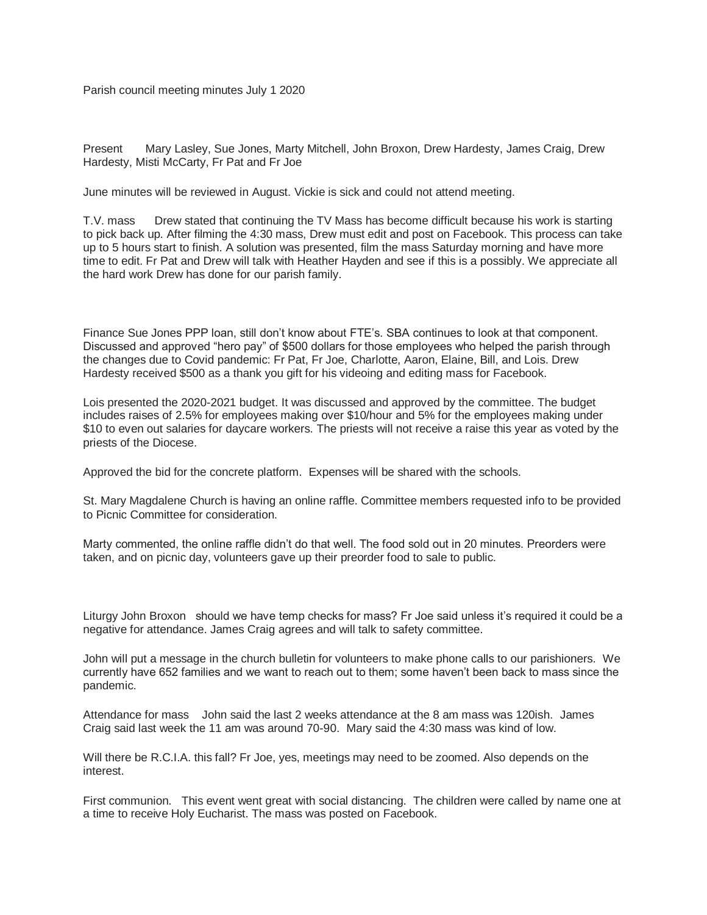Parish council meeting minutes July 1 2020

Present   Mary Lasley, Sue Jones, Marty Mitchell, John Broxon, Drew Hardesty, James Craig, Drew Hardesty, Misti McCarty, Fr Pat and Fr Joe

June minutes will be reviewed in August. Vickie is sick and could not attend meeting.

T.V. mass   Drew stated that continuing the TV Mass has become difficult because his work is starting to pick back up. After filming the 4:30 mass, Drew must edit and post on Facebook. This process can take up to 5 hours start to finish. A solution was presented, film the mass Saturday morning and have more time to edit. Fr Pat and Drew will talk with Heather Hayden and see if this is a possibly. We appreciate all the hard work Drew has done for our parish family.

Finance Sue Jones PPP loan, still don't know about FTE's. SBA continues to look at that component. Discussed and approved "hero pay" of $500 dollars for those employees who helped the parish through the changes due to Covid pandemic: Fr Pat, Fr Joe, Charlotte, Aaron, Elaine, Bill, and Lois. Drew Hardesty received $500 as a thank you gift for his videoing and editing mass for Facebook.

Lois presented the 2020-2021 budget. It was discussed and approved by the committee. The budget includes raises of 2.5% for employees making over $10/hour and 5% for the employees making under $10 to even out salaries for daycare workers. The priests will not receive a raise this year as voted by the priests of the Diocese.

Approved the bid for the concrete platform. Expenses will be shared with the schools.

St. Mary Magdalene Church is having an online raffle. Committee members requested info to be provided to Picnic Committee for consideration.

Marty commented, the online raffle didn't do that well. The food sold out in 20 minutes. Preorders were taken, and on picnic day, volunteers gave up their preorder food to sale to public.

Liturgy John Broxon   should we have temp checks for mass? Fr Joe said unless it's required it could be a negative for attendance. James Craig agrees and will talk to safety committee.

John will put a message in the church bulletin for volunteers to make phone calls to our parishioners. We currently have 652 families and we want to reach out to them; some haven't been back to mass since the pandemic.

Attendance for mass   John said the last 2 weeks attendance at the 8 am mass was 120ish. James Craig said last week the 11 am was around 70-90. Mary said the 4:30 mass was kind of low.

Will there be R.C.I.A. this fall? Fr Joe, yes, meetings may need to be zoomed. Also depends on the interest.

First communion.   This event went great with social distancing. The children were called by name one at a time to receive Holy Eucharist. The mass was posted on Facebook.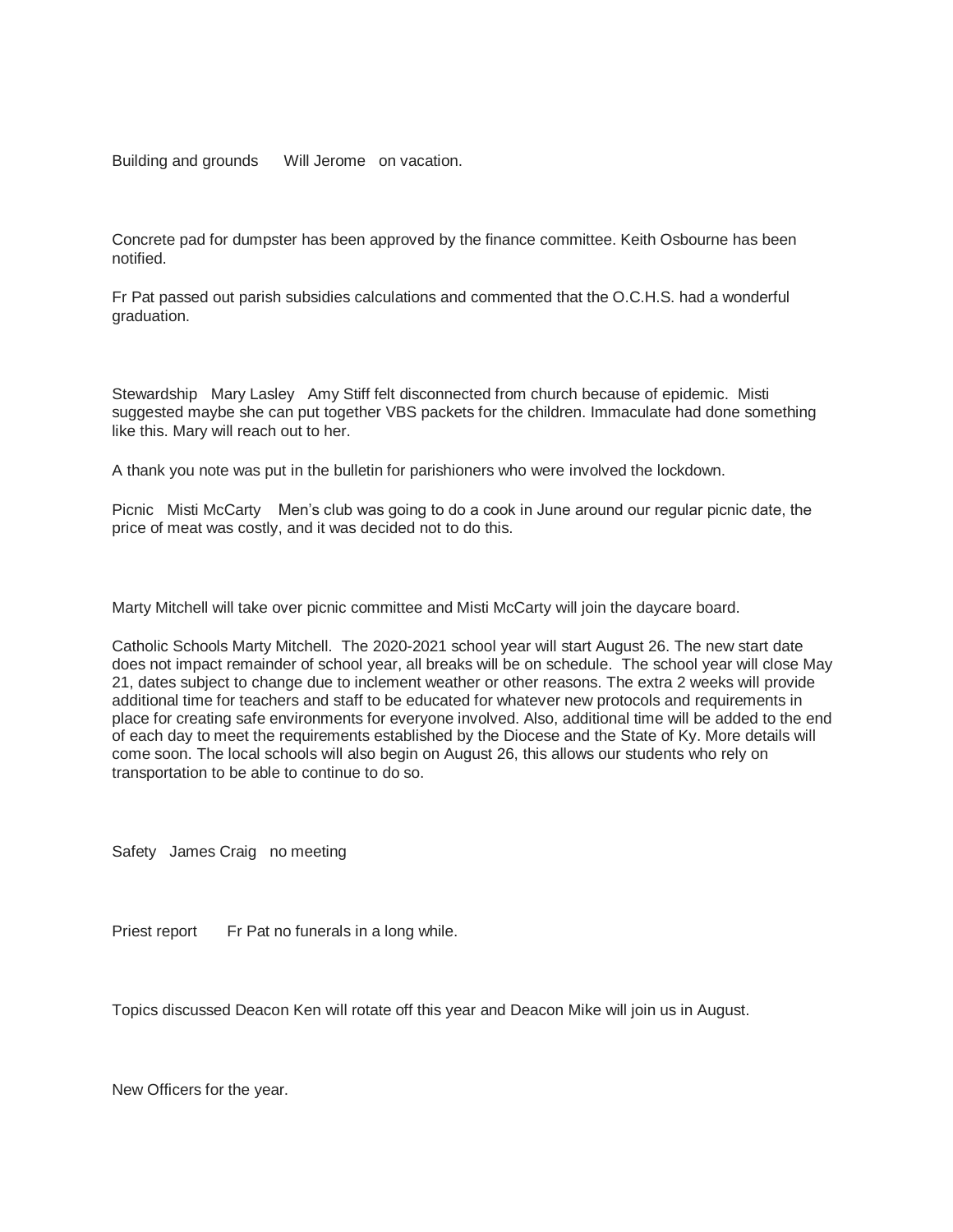Building and grounds  Will Jerome  on vacation.

Concrete pad for dumpster has been approved by the finance committee. Keith Osbourne has been notified.

Fr Pat passed out parish subsidies calculations and commented that the O.C.H.S. had a wonderful graduation.

Stewardship  Mary Lasley  Amy Stiff felt disconnected from church because of epidemic. Misti suggested maybe she can put together VBS packets for the children. Immaculate had done something like this. Mary will reach out to her.

A thank you note was put in the bulletin for parishioners who were involved the lockdown.

Picnic  Misti McCarty  Men's club was going to do a cook in June around our regular picnic date, the price of meat was costly, and it was decided not to do this.

Marty Mitchell will take over picnic committee and Misti McCarty will join the daycare board.

Catholic Schools Marty Mitchell. The 2020-2021 school year will start August 26. The new start date does not impact remainder of school year, all breaks will be on schedule. The school year will close May 21, dates subject to change due to inclement weather or other reasons. The extra 2 weeks will provide additional time for teachers and staff to be educated for whatever new protocols and requirements in place for creating safe environments for everyone involved. Also, additional time will be added to the end of each day to meet the requirements established by the Diocese and the State of Ky. More details will come soon. The local schools will also begin on August 26, this allows our students who rely on transportation to be able to continue to do so.

Safety  James Craig  no meeting

Priest report  Fr Pat no funerals in a long while.

Topics discussed Deacon Ken will rotate off this year and Deacon Mike will join us in August.

New Officers for the year.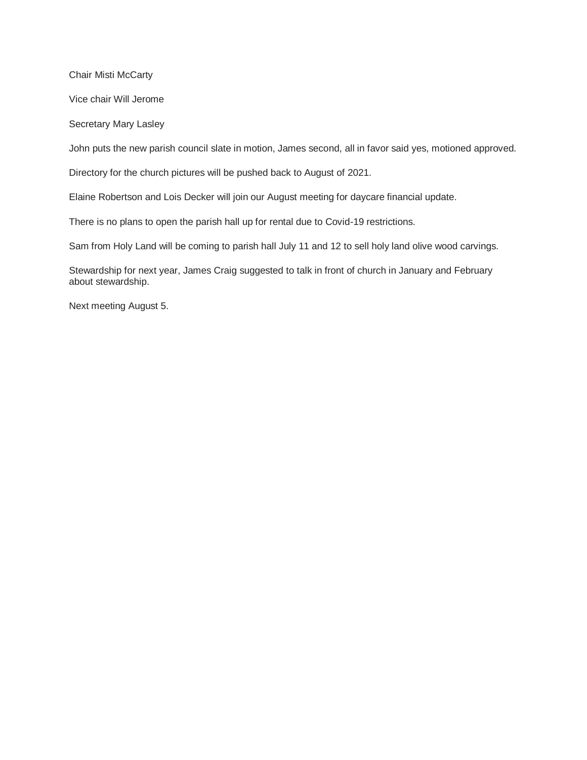Chair Misti McCarty

Vice chair Will Jerome

Secretary Mary Lasley

John puts the new parish council slate in motion, James second, all in favor said yes, motioned approved.

Directory for the church pictures will be pushed back to August of 2021.

Elaine Robertson and Lois Decker will join our August meeting for daycare financial update.

There is no plans to open the parish hall up for rental due to Covid-19 restrictions.

Sam from Holy Land will be coming to parish hall July 11 and 12 to sell holy land olive wood carvings.

Stewardship for next year, James Craig suggested to talk in front of church in January and February about stewardship.

Next meeting August 5.